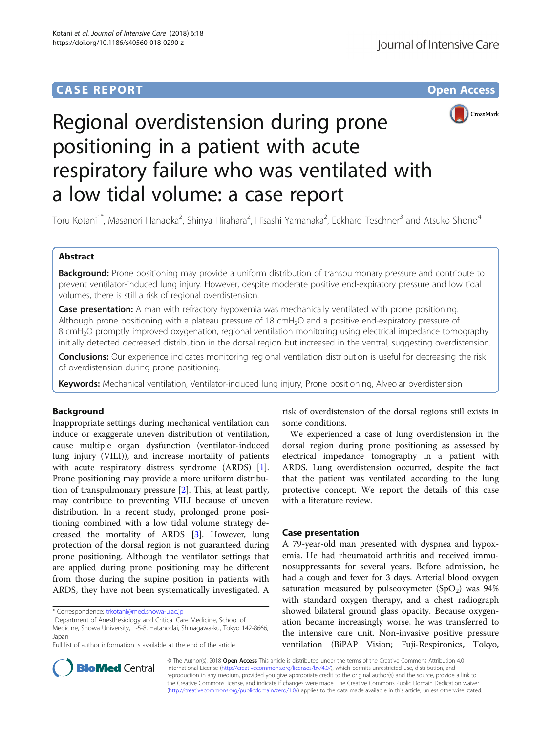CASE REPORT

Open Access

# Regional overdistension during prone positioning in a patient with acute respiratory failure who was ventilated with a low tidal volume: a case report

Toru Kotani[1*], Masanori Hanaoka[2], Shinya Hirahara[2], Hisashi Yamanaka[2], Eckhard Teschner[3] and Atsuko Shono[4]

## Abstract

**Background:** Prone positioning may provide a uniform distribution of transpulmonary pressure and contribute to prevent ventilator-induced lung injury. However, despite moderate positive end-expiratory pressure and low tidal volumes, there is still a risk of regional overdistension.

**Case presentation:** A man with refractory hypoxemia was mechanically ventilated with prone positioning. Although prone positioning with a plateau pressure of 18 $cmH_2O$ and a positive end-expiratory pressure of 8 $cmH_2O$ promptly improved oxygenation, regional ventilation monitoring using electrical impedance tomography initially detected decreased distribution in the dorsal region but increased in the ventral, suggesting overdistension.

**Conclusions:** Our experience indicates monitoring regional ventilation distribution is useful for decreasing the risk of overdistension during prone positioning.

**Keywords:** Mechanical ventilation, Ventilator-induced lung injury, Prone positioning, Alveolar overdistension

## Background

Inappropriate settings during mechanical ventilation can induce or exaggerate uneven distribution of ventilation, cause multiple organ dysfunction (ventilator-induced lung injury (VILI)), and increase mortality of patients with acute respiratory distress syndrome (ARDS) [1]. Prone positioning may provide a more uniform distribution of transpulmonary pressure [2]. This, at least partly, may contribute to preventing VILI because of uneven distribution. In a recent study, prolonged prone positioning combined with a low tidal volume strategy decreased the mortality of ARDS [3]. However, lung protection of the dorsal region is not guaranteed during prone positioning. Although the ventilator settings that are applied during prone positioning may be different from those during the supine position in patients with ARDS, they have not been systematically investigated. A risk of overdistension of the dorsal regions still exists in some conditions.

We experienced a case of lung overdistension in the dorsal region during prone positioning as assessed by electrical impedance tomography in a patient with ARDS. Lung overdistension occurred, despite the fact that the patient was ventilated according to the lung protective concept. We report the details of this case with a literature review.

## Case presentation

A 79-year-old man presented with dyspnea and hypoxemia. He had rheumatoid arthritis and received immunosuppressants for several years. Before admission, he had a cough and fever for 3 days. Arterial blood oxygen saturation measured by pulseoxymeter ($SpO_2$) was 94% with standard oxygen therapy, and a chest radiograph showed bilateral ground glass opacity. Because oxygenation became increasingly worse, he was transferred to the intensive care unit. Non-invasive positive pressure ventilation (BiPAP Vision; Fuji-Respironics, Tokyo,

\* Correspondence: trkotani@med.showa-u.ac.jp
[1]Department of Anesthesiology and Critical Care Medicine, School of Medicine, Showa University, 1-5-8, Hatanodai, Shinagawa-ku, Tokyo 142-8666, Japan
Full list of author information is available at the end of the article

© The Author(s). 2018 **Open Access** This article is distributed under the terms of the Creative Commons Attribution 4.0 International License (http://creativecommons.org/licenses/by/4.0/), which permits unrestricted use, distribution, and reproduction in any medium, provided you give appropriate credit to the original author(s) and the source, provide a link to the Creative Commons license, and indicate if changes were made. The Creative Commons Public Domain Dedication waiver (http://creativecommons.org/publicdomain/zero/1.0/) applies to the data made available in this article, unless otherwise stated.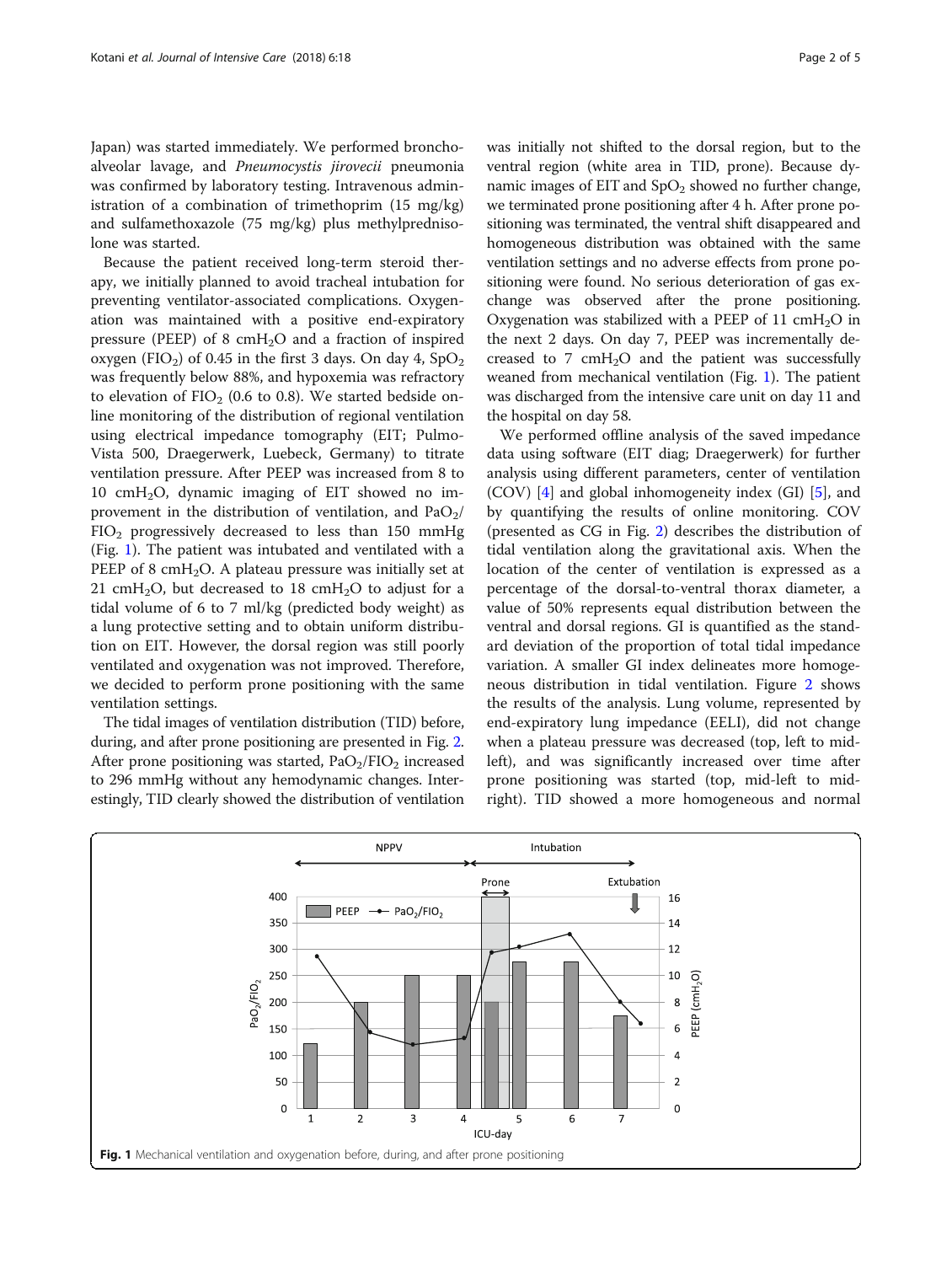Japan) was started immediately. We performed bronchoalveolar lavage, and *Pneumocystis jirovecii* pneumonia was confirmed by laboratory testing. Intravenous administration of a combination of trimethoprim (15 mg/kg) and sulfamethoxazole (75 mg/kg) plus methylprednisolone was started.

Because the patient received long-term steroid therapy, we initially planned to avoid tracheal intubation for preventing ventilator-associated complications. Oxygenation was maintained with a positive end-expiratory pressure (PEEP) of 8 $cmH_2O$ and a fraction of inspired oxygen ($FIO_2$) of 0.45 in the first 3 days. On day 4, $SpO_2$ was frequently below 88%, and hypoxemia was refractory to elevation of $FIO_2$ (0.6 to 0.8). We started bedside online monitoring of the distribution of regional ventilation using electrical impedance tomography (EIT; PulmoVista 500, Draegerwerk, Luebeck, Germany) to titrate ventilation pressure. After PEEP was increased from 8 to 10 $cmH_2O$, dynamic imaging of EIT showed no improvement in the distribution of ventilation, and $PaO_2/FIO_2$ progressively decreased to less than 150 mmHg (Fig. 1). The patient was intubated and ventilated with a PEEP of 8 $cmH_2O$. A plateau pressure was initially set at 21 $cmH_2O$, but decreased to 18 $cmH_2O$ to adjust for a tidal volume of 6 to 7 ml/kg (predicted body weight) as a lung protective setting and to obtain uniform distribution on EIT. However, the dorsal region was still poorly ventilated and oxygenation was not improved. Therefore, we decided to perform prone positioning with the same ventilation settings.

The tidal images of ventilation distribution (TID) before, during, and after prone positioning are presented in Fig. 2. After prone positioning was started, $PaO_2/FIO_2$ increased to 296 mmHg without any hemodynamic changes. Interestingly, TID clearly showed the distribution of ventilation was initially not shifted to the dorsal region, but to the ventral region (white area in TID, prone). Because dynamic images of EIT and $SpO_2$ showed no further change, we terminated prone positioning after 4 h. After prone positioning was terminated, the ventral shift disappeared and homogeneous distribution was obtained with the same ventilation settings and no adverse effects from prone positioning were found. No serious deterioration of gas exchange was observed after the prone positioning. Oxygenation was stabilized with a PEEP of 11 $cmH_2O$ in the next 2 days. On day 7, PEEP was incrementally decreased to 7 $cmH_2O$ and the patient was successfully weaned from mechanical ventilation (Fig. 1). The patient was discharged from the intensive care unit on day 11 and the hospital on day 58.

We performed offline analysis of the saved impedance data using software (EIT diag; Draegerwerk) for further analysis using different parameters, center of ventilation (COV) [4] and global inhomogeneity index (GI) [5], and by quantifying the results of online monitoring. COV (presented as CG in Fig. 2) describes the distribution of tidal ventilation along the gravitational axis. When the location of the center of ventilation is expressed as a percentage of the dorsal-to-ventral thorax diameter, a value of 50% represents equal distribution between the ventral and dorsal regions. GI is quantified as the standard deviation of the proportion of total tidal impedance variation. A smaller GI index delineates more homogeneous distribution in tidal ventilation. Figure 2 shows the results of the analysis. Lung volume, represented by end-expiratory lung impedance (EELI), did not change when a plateau pressure was decreased (top, left to mid-left), and was significantly increased over time after prone positioning was started (top, mid-left to mid-right). TID showed a more homogeneous and normal

Fig. 1 Mechanical ventilation and oxygenation before, during, and after prone positioning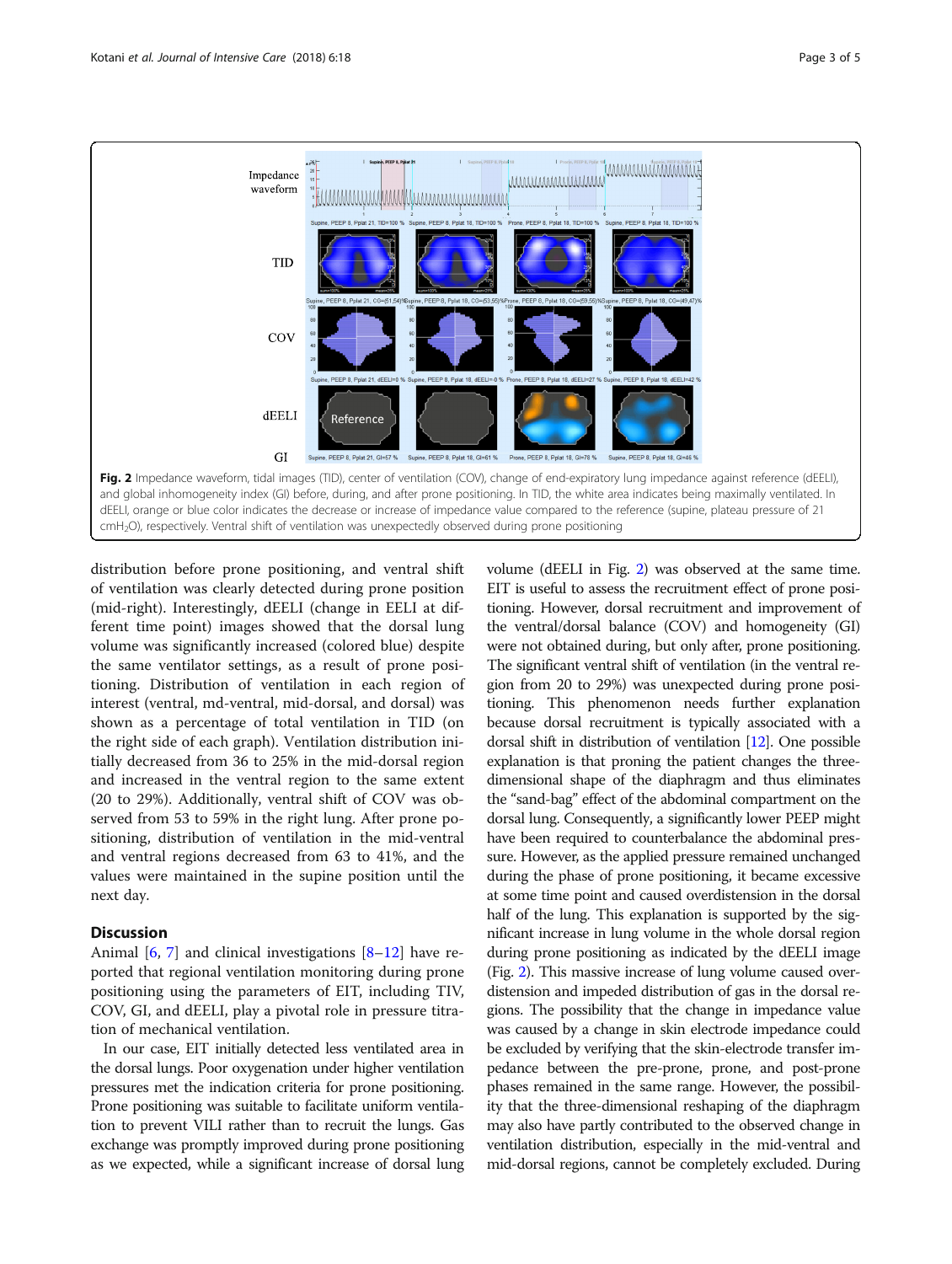Fig. 2 Impedance waveform, tidal images (TID), center of ventilation (COV), change of end-expiratory lung impedance against reference (dEELI), and global inhomogeneity index (GI) before, during, and after prone positioning. In TID, the white area indicates being maximally ventilated. In dEELI, orange or blue color indicates the decrease or increase of impedance value compared to the reference (supine, plateau pressure of 21 $cmH_2O$), respectively. Ventral shift of ventilation was unexpectedly observed during prone positioning

distribution before prone positioning, and ventral shift of ventilation was clearly detected during prone position (mid-right). Interestingly, dEELI (change in EELI at different time point) images showed that the dorsal lung volume was significantly increased (colored blue) despite the same ventilator settings, as a result of prone positioning. Distribution of ventilation in each region of interest (ventral, md-ventral, mid-dorsal, and dorsal) was shown as a percentage of total ventilation in TID (on the right side of each graph). Ventilation distribution initially decreased from 36 to 25% in the mid-dorsal region and increased in the ventral region to the same extent (20 to 29%). Additionally, ventral shift of COV was observed from 53 to 59% in the right lung. After prone positioning, distribution of ventilation in the mid-ventral and ventral regions decreased from 63 to 41%, and the values were maintained in the supine position until the next day.

## Discussion

Animal [6, 7] and clinical investigations [8–12] have reported that regional ventilation monitoring during prone positioning using the parameters of EIT, including TIV, COV, GI, and dEELI, play a pivotal role in pressure titration of mechanical ventilation.

In our case, EIT initially detected less ventilated area in the dorsal lungs. Poor oxygenation under higher ventilation pressures met the indication criteria for prone positioning. Prone positioning was suitable to facilitate uniform ventilation to prevent VILI rather than to recruit the lungs. Gas exchange was promptly improved during prone positioning as we expected, while a significant increase of dorsal lung volume (dEELI in Fig. 2) was observed at the same time. EIT is useful to assess the recruitment effect of prone positioning. However, dorsal recruitment and improvement of the ventral/dorsal balance (COV) and homogeneity (GI) were not obtained during, but only after, prone positioning. The significant ventral shift of ventilation (in the ventral region from 20 to 29%) was unexpected during prone positioning. This phenomenon needs further explanation because dorsal recruitment is typically associated with a dorsal shift in distribution of ventilation [12]. One possible explanation is that proning the patient changes the three-dimensional shape of the diaphragm and thus eliminates the "sand-bag" effect of the abdominal compartment on the dorsal lung. Consequently, a significantly lower PEEP might have been required to counterbalance the abdominal pressure. However, as the applied pressure remained unchanged during the phase of prone positioning, it became excessive at some time point and caused overdistension in the dorsal half of the lung. This explanation is supported by the significant increase in lung volume in the whole dorsal region during prone positioning as indicated by the dEELI image (Fig. 2). This massive increase of lung volume caused overdistension and impeded distribution of gas in the dorsal regions. The possibility that the change in impedance value was caused by a change in skin electrode impedance could be excluded by verifying that the skin-electrode transfer impedance between the pre-prone, prone, and post-prone phases remained in the same range. However, the possibility that the three-dimensional reshaping of the diaphragm may also have partly contributed to the observed change in ventilation distribution, especially in the mid-ventral and mid-dorsal regions, cannot be completely excluded. During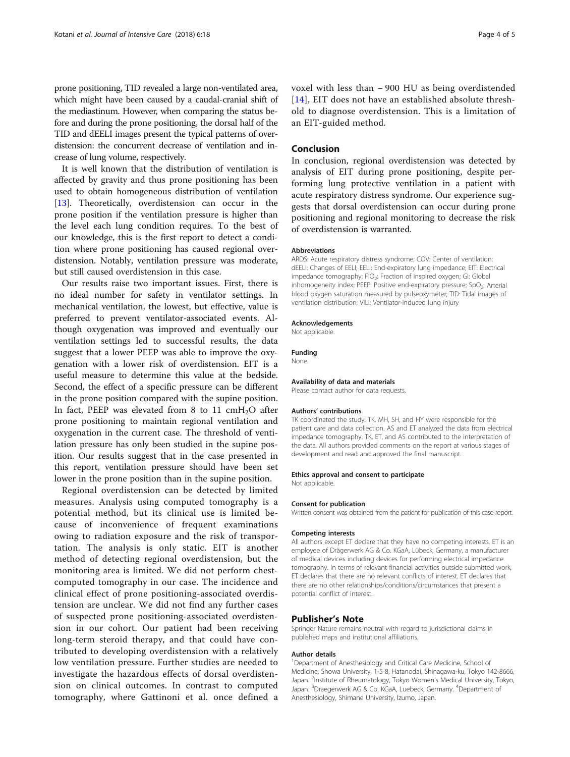prone positioning, TID revealed a large non-ventilated area, which might have been caused by a caudal-cranial shift of the mediastinum. However, when comparing the status before and during the prone positioning, the dorsal half of the TID and dEELI images present the typical patterns of overdistension: the concurrent decrease of ventilation and increase of lung volume, respectively.

It is well known that the distribution of ventilation is affected by gravity and thus prone positioning has been used to obtain homogeneous distribution of ventilation [13]. Theoretically, overdistension can occur in the prone position if the ventilation pressure is higher than the level each lung condition requires. To the best of our knowledge, this is the first report to detect a condition where prone positioning has caused regional overdistension. Notably, ventilation pressure was moderate, but still caused overdistension in this case.

Our results raise two important issues. First, there is no ideal number for safety in ventilator settings. In mechanical ventilation, the lowest, but effective, value is preferred to prevent ventilator-associated events. Although oxygenation was improved and eventually our ventilation settings led to successful results, the data suggest that a lower PEEP was able to improve the oxygenation with a lower risk of overdistension. EIT is a useful measure to determine this value at the bedside. Second, the effect of a specific pressure can be different in the prone position compared with the supine position. In fact, PEEP was elevated from 8 to 11 cm$H_2O$ after prone positioning to maintain regional ventilation and oxygenation in the current case. The threshold of ventilation pressure has only been studied in the supine position. Our results suggest that in the case presented in this report, ventilation pressure should have been set lower in the prone position than in the supine position.

Regional overdistension can be detected by limited measures. Analysis using computed tomography is a potential method, but its clinical use is limited because of inconvenience of frequent examinations owing to radiation exposure and the risk of transportation. The analysis is only static. EIT is another method of detecting regional overdistension, but the monitoring area is limited. We did not perform chest-computed tomography in our case. The incidence and clinical effect of prone positioning-associated overdistension are unclear. We did not find any further cases of suspected prone positioning-associated overdistension in our cohort. Our patient had been receiving long-term steroid therapy, and that could have contributed to developing overdistension with a relatively low ventilation pressure. Further studies are needed to investigate the hazardous effects of dorsal overdistension on clinical outcomes. In contrast to computed tomography, where Gattinoni et al. once defined a voxel with less than − 900 HU as being overdistended [14], EIT does not have an established absolute threshold to diagnose overdistension. This is a limitation of an EIT-guided method.

## Conclusion

In conclusion, regional overdistension was detected by analysis of EIT during prone positioning, despite performing lung protective ventilation in a patient with acute respiratory distress syndrome. Our experience suggests that dorsal overdistension can occur during prone positioning and regional monitoring to decrease the risk of overdistension is warranted.

#### Abbreviations

ARDS: Acute respiratory distress syndrome; COV: Center of ventilation; dEELI: Changes of EELI; EELI: End-expiratory lung impedance; EIT: Electrical impedance tomography; $FIO_2$: Fraction of inspired oxygen; GI: Global inhomogeneity index; PEEP: Positive end-expiratory pressure; $SpO_2$: Arterial blood oxygen saturation measured by pulseoxymeter; TID: Tidal images of ventilation distribution; VILI: Ventilator-induced lung injury

#### Acknowledgements

Not applicable.

#### Funding

None.

#### Availability of data and materials

Please contact author for data requests.

#### Authors' contributions

TK coordinated the study. TK, MH, SH, and HY were responsible for the patient care and data collection. AS and ET analyzed the data from electrical impedance tomography. TK, ET, and AS contributed to the interpretation of the data. All authors provided comments on the report at various stages of development and read and approved the final manuscript.

#### Ethics approval and consent to participate

Not applicable.

#### Consent for publication

Written consent was obtained from the patient for publication of this case report.

#### Competing interests

All authors except ET declare that they have no competing interests. ET is an employee of Drägerwerk AG & Co. KGaA, Lübeck, Germany, a manufacturer of medical devices including devices for performing electrical impedance tomography. In terms of relevant financial activities outside submitted work, ET declares that there are no relevant conflicts of interest. ET declares that there are no other relationships/conditions/circumstances that present a potential conflict of interest.

## Publisher's Note

Springer Nature remains neutral with regard to jurisdictional claims in published maps and institutional affiliations.

#### Author details

[1]Department of Anesthesiology and Critical Care Medicine, School of Medicine, Showa University, 1-5-8, Hatanodai, Shinagawa-ku, Tokyo 142-8666, Japan. [2]Institute of Rheumatology, Tokyo Women's Medical University, Tokyo, Japan. [3]Draegerwerk AG & Co. KGaA, Luebeck, Germany. [4]Department of Anesthesiology, Shimane University, Izumo, Japan.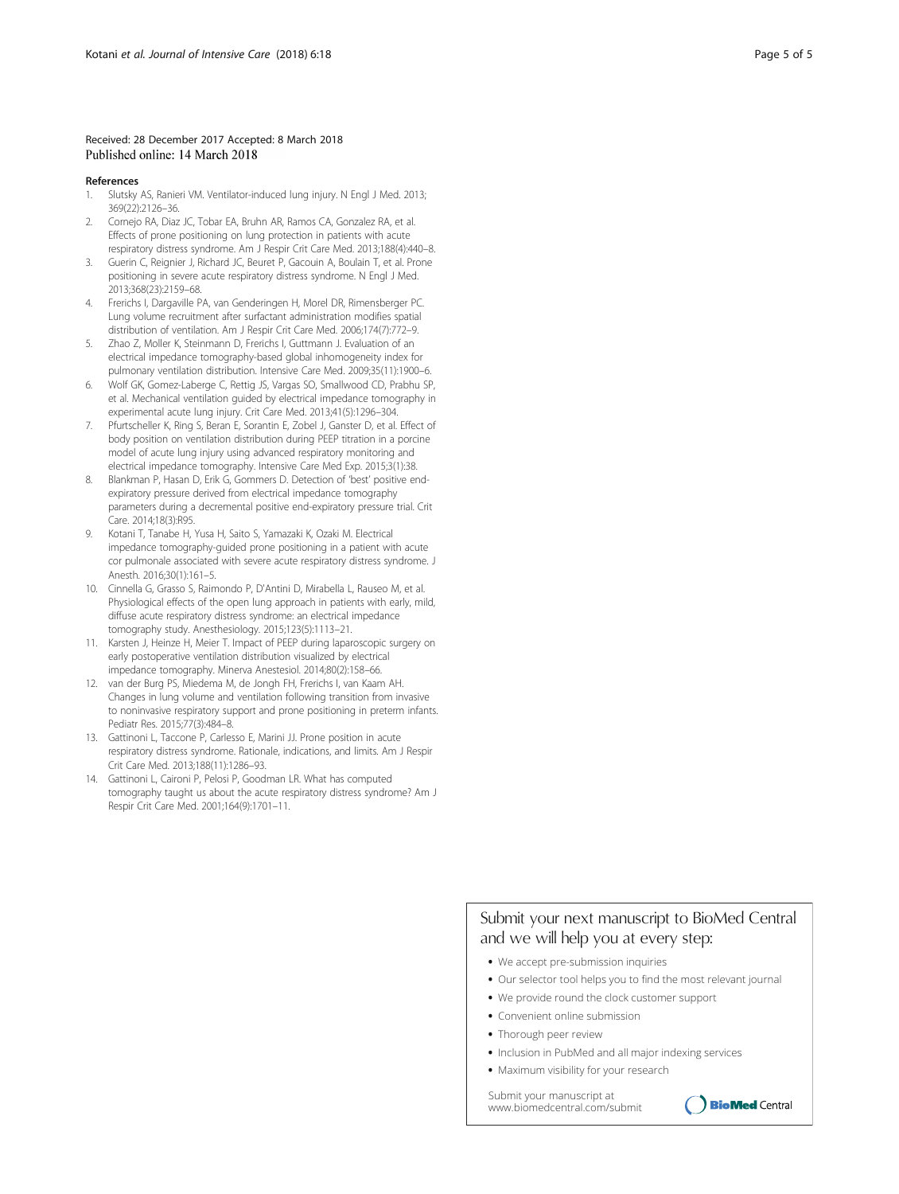Received: 28 December 2017 Accepted: 8 March 2018
Published online: 14 March 2018

## References

1. Slutsky AS, Ranieri VM. Ventilator-induced lung injury. N Engl J Med. 2013; 369(22):2126–36.
2. Cornejo RA, Diaz JC, Tobar EA, Bruhn AR, Ramos CA, Gonzalez RA, et al. Effects of prone positioning on lung protection in patients with acute respiratory distress syndrome. Am J Respir Crit Care Med. 2013;188(4):440–8.
3. Guerin C, Reignier J, Richard JC, Beuret P, Gacouin A, Boulain T, et al. Prone positioning in severe acute respiratory distress syndrome. N Engl J Med. 2013;368(23):2159–68.
4. Frerichs I, Dargaville PA, van Genderingen H, Morel DR, Rimensberger PC. Lung volume recruitment after surfactant administration modifies spatial distribution of ventilation. Am J Respir Crit Care Med. 2006;174(7):772–9.
5. Zhao Z, Moller K, Steinmann D, Frerichs I, Guttmann J. Evaluation of an electrical impedance tomography-based global inhomogeneity index for pulmonary ventilation distribution. Intensive Care Med. 2009;35(11):1900–6.
6. Wolf GK, Gomez-Laberge C, Rettig JS, Vargas SO, Smallwood CD, Prabhu SP, et al. Mechanical ventilation guided by electrical impedance tomography in experimental acute lung injury. Crit Care Med. 2013;41(5):1296–304.
7. Pfurtscheller K, Ring S, Beran E, Sorantin E, Zobel J, Ganster D, et al. Effect of body position on ventilation distribution during PEEP titration in a porcine model of acute lung injury using advanced respiratory monitoring and electrical impedance tomography. Intensive Care Med Exp. 2015;3(1):38.
8. Blankman P, Hasan D, Erik G, Gommers D. Detection of 'best' positive end-expiratory pressure derived from electrical impedance tomography parameters during a decremental positive end-expiratory pressure trial. Crit Care. 2014;18(3):R95.
9. Kotani T, Tanabe H, Yusa H, Saito S, Yamazaki K, Ozaki M. Electrical impedance tomography-guided prone positioning in a patient with acute cor pulmonale associated with severe acute respiratory distress syndrome. J Anesth. 2016;30(1):161–5.
10. Cinnella G, Grasso S, Raimondo P, D'Antini D, Mirabella L, Rauseo M, et al. Physiological effects of the open lung approach in patients with early, mild, diffuse acute respiratory distress syndrome: an electrical impedance tomography study. Anesthesiology. 2015;123(5):1113–21.
11. Karsten J, Heinze H, Meier T. Impact of PEEP during laparoscopic surgery on early postoperative ventilation distribution visualized by electrical impedance tomography. Minerva Anestesiol. 2014;80(2):158–66.
12. van der Burg PS, Miedema M, de Jongh FH, Frerichs I, van Kaam AH. Changes in lung volume and ventilation following transition from invasive to noninvasive respiratory support and prone positioning in preterm infants. Pediatr Res. 2015;77(3):484–8.
13. Gattinoni L, Taccone P, Carlesso E, Marini JJ. Prone position in acute respiratory distress syndrome. Rationale, indications, and limits. Am J Respir Crit Care Med. 2013;188(11):1286–93.
14. Gattinoni L, Caironi P, Pelosi P, Goodman LR. What has computed tomography taught us about the acute respiratory distress syndrome? Am J Respir Crit Care Med. 2001;164(9):1701–11.

Submit your next manuscript to BioMed Central and we will help you at every step:

- We accept pre-submission inquiries
- Our selector tool helps you to find the most relevant journal
- We provide round the clock customer support
- Convenient online submission
- Thorough peer review
- Inclusion in PubMed and all major indexing services
- Maximum visibility for your research

Submit your manuscript at
www.biomedcentral.com/submit

BioMed Central